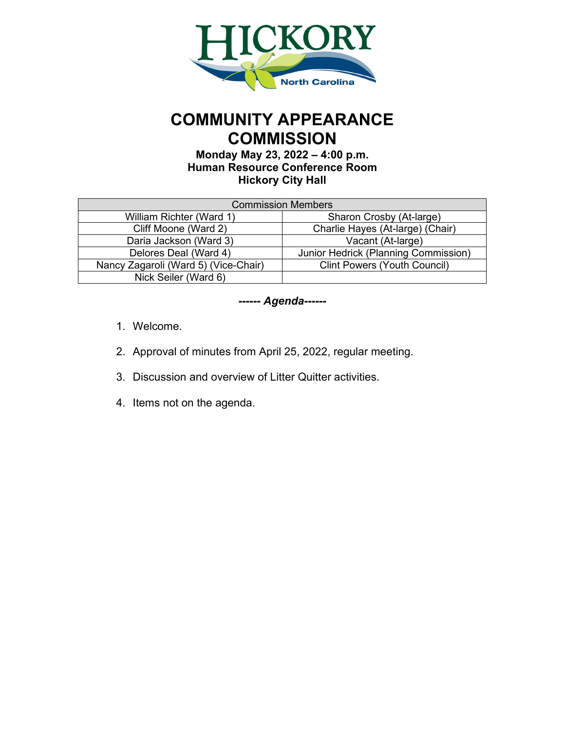HICKORY

North Carolina

# COMMUNITY APPEARANCE COMMISSION

**Monday May 23, 2022 – 4:00 p.m.**
**Human Resource Conference Room**
**Hickory City Hall**

| Commission Members | |
|---|---|
| William Richter (Ward 1) | Sharon Crosby (At-large) |
| Cliff Moone (Ward 2) | Charlie Hayes (At-large) (Chair) |
| Daria Jackson (Ward 3) | Vacant (At-large) |
| Delores Deal (Ward 4) | Junior Hedrick (Planning Commission) |
| Nancy Zagaroli (Ward 5) (Vice-Chair) | Clint Powers (Youth Council) |
| Nick Seiler (Ward 6) | |

***------ Agenda------***

1. Welcome.
2. Approval of minutes from April 25, 2022, regular meeting.
3. Discussion and overview of Litter Quitter activities.
4. Items not on the agenda.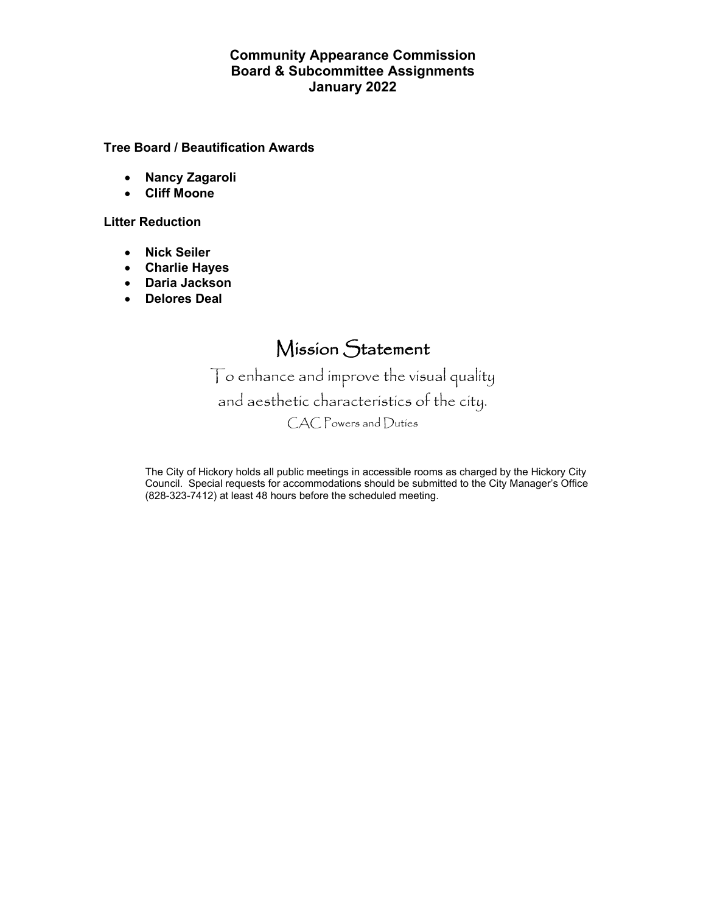# Community Appearance Commission
## Board & Subcommittee Assignments
## January 2022

**Tree Board / Beautification Awards**

- **Nancy Zagaroli**
- **Cliff Moone**

**Litter Reduction**

- **Nick Seiler**
- **Charlie Hayes**
- **Daria Jackson**
- **Delores Deal**

## Mission Statement

To enhance and improve the visual quality and aesthetic characteristics of the city.

CAC Powers and Duties

The City of Hickory holds all public meetings in accessible rooms as charged by the Hickory City Council. Special requests for accommodations should be submitted to the City Manager's Office (828-323-7412) at least 48 hours before the scheduled meeting.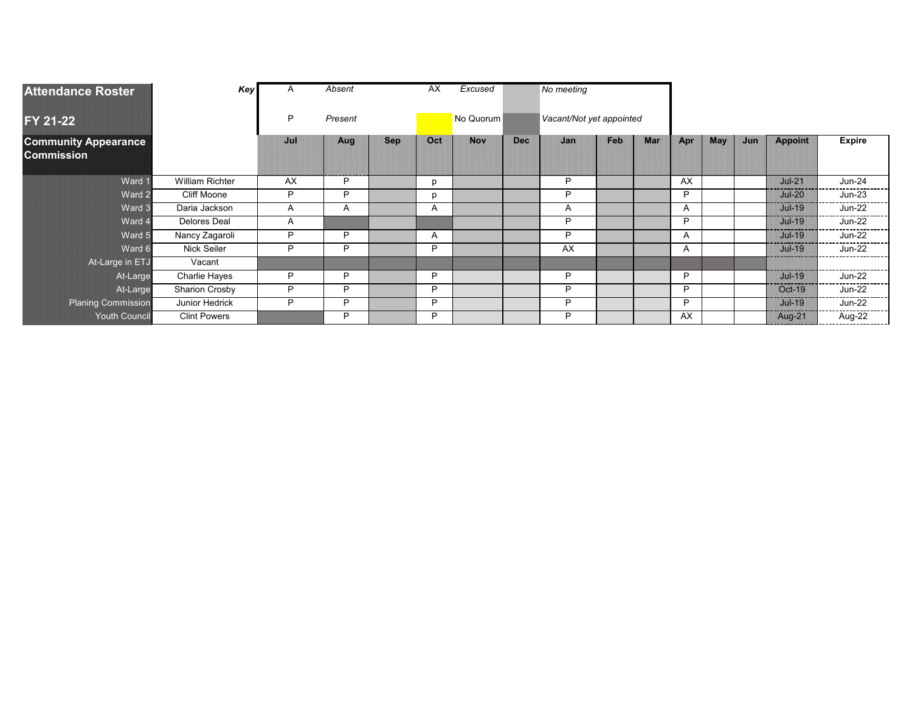# Attendance Roster

## FY 21-22

| Key | | | | | |
|---|---|---|---|---|---|
| A | *Absent* | AX | *Excused* | | *No meeting* |
| P | *Present* | | No Quorum | | *Vacant/Not yet appointed* |

## Community Appearance Commission

| Seat | Member | Jul | Aug | Sep | Oct | Nov | Dec | Jan | Feb | Mar | Apr | May | Jun | Appoint | Expire |
|---|---|---|---|---|---|---|---|---|---|---|---|---|---|---|---|
| Ward 1 | William Richter | AX | P | | p | | | P | | | AX | | | Jul-21 | Jun-24 |
| Ward 2 | Cliff Moone | P | P | | p | | | P | | | P | | | Jul-20 | Jun-23 |
| Ward 3 | Daria Jackson | A | A | | A | | | A | | | A | | | Jul-19 | Jun-22 |
| Ward 4 | Delores Deal | A | | | | | | P | | | P | | | Jul-19 | Jun-22 |
| Ward 5 | Nancy Zagaroli | P | P | | A | | | P | | | A | | | Jul-19 | Jun-22 |
| Ward 6 | Nick Seiler | P | P | | P | | | AX | | | A | | | Jul-19 | Jun-22 |
| At-Large in ETJ | Vacant | | | | | | | | | | | | | | |
| At-Large | Charlie Hayes | P | P | | P | | | P | | | P | | | Jul-19 | Jun-22 |
| At-Large | Sharion Crosby | P | P | | P | | | P | | | P | | | Oct-19 | Jun-22 |
| Planing Commission | Junior Hedrick | P | P | | P | | | P | | | P | | | Jul-19 | Jun-22 |
| Youth Council | Clint Powers | | P | | P | | | P | | | AX | | | Aug-21 | Aug-22 |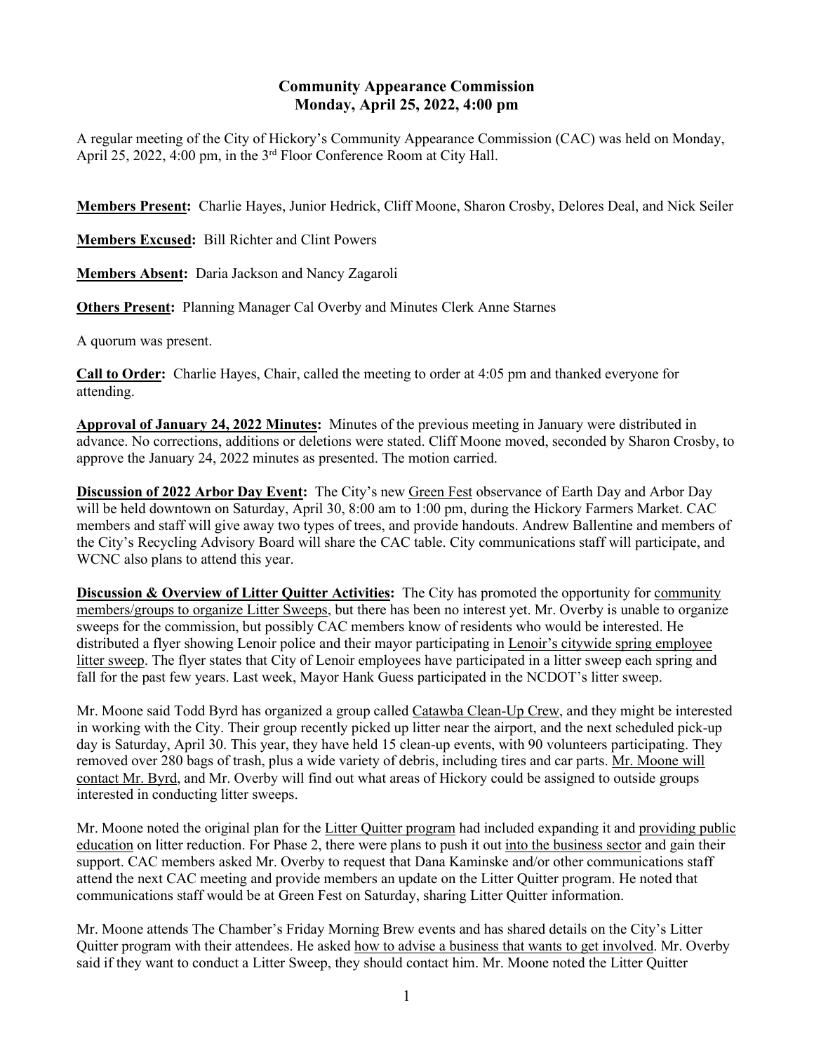# Community Appearance Commission
## Monday, April 25, 2022, 4:00 pm

A regular meeting of the City of Hickory's Community Appearance Commission (CAC) was held on Monday, April 25, 2022, 4:00 pm, in the 3rd Floor Conference Room at City Hall.

**Members Present:** Charlie Hayes, Junior Hedrick, Cliff Moone, Sharon Crosby, Delores Deal, and Nick Seiler

**Members Excused:** Bill Richter and Clint Powers

**Members Absent:** Daria Jackson and Nancy Zagaroli

**Others Present:** Planning Manager Cal Overby and Minutes Clerk Anne Starnes

A quorum was present.

**Call to Order:** Charlie Hayes, Chair, called the meeting to order at 4:05 pm and thanked everyone for attending.

**Approval of January 24, 2022 Minutes:** Minutes of the previous meeting in January were distributed in advance. No corrections, additions or deletions were stated. Cliff Moone moved, seconded by Sharon Crosby, to approve the January 24, 2022 minutes as presented. The motion carried.

**Discussion of 2022 Arbor Day Event:** The City's new Green Fest observance of Earth Day and Arbor Day will be held downtown on Saturday, April 30, 8:00 am to 1:00 pm, during the Hickory Farmers Market. CAC members and staff will give away two types of trees, and provide handouts. Andrew Ballentine and members of the City's Recycling Advisory Board will share the CAC table. City communications staff will participate, and WCNC also plans to attend this year.

**Discussion & Overview of Litter Quitter Activities:** The City has promoted the opportunity for community members/groups to organize Litter Sweeps, but there has been no interest yet. Mr. Overby is unable to organize sweeps for the commission, but possibly CAC members know of residents who would be interested. He distributed a flyer showing Lenoir police and their mayor participating in Lenoir's citywide spring employee litter sweep. The flyer states that City of Lenoir employees have participated in a litter sweep each spring and fall for the past few years. Last week, Mayor Hank Guess participated in the NCDOT's litter sweep.

Mr. Moone said Todd Byrd has organized a group called Catawba Clean-Up Crew, and they might be interested in working with the City. Their group recently picked up litter near the airport, and the next scheduled pick-up day is Saturday, April 30. This year, they have held 15 clean-up events, with 90 volunteers participating. They removed over 280 bags of trash, plus a wide variety of debris, including tires and car parts. Mr. Moone will contact Mr. Byrd, and Mr. Overby will find out what areas of Hickory could be assigned to outside groups interested in conducting litter sweeps.

Mr. Moone noted the original plan for the Litter Quitter program had included expanding it and providing public education on litter reduction. For Phase 2, there were plans to push it out into the business sector and gain their support. CAC members asked Mr. Overby to request that Dana Kaminske and/or other communications staff attend the next CAC meeting and provide members an update on the Litter Quitter program. He noted that communications staff would be at Green Fest on Saturday, sharing Litter Quitter information.

Mr. Moone attends The Chamber's Friday Morning Brew events and has shared details on the City's Litter Quitter program with their attendees. He asked how to advise a business that wants to get involved. Mr. Overby said if they want to conduct a Litter Sweep, they should contact him. Mr. Moone noted the Litter Quitter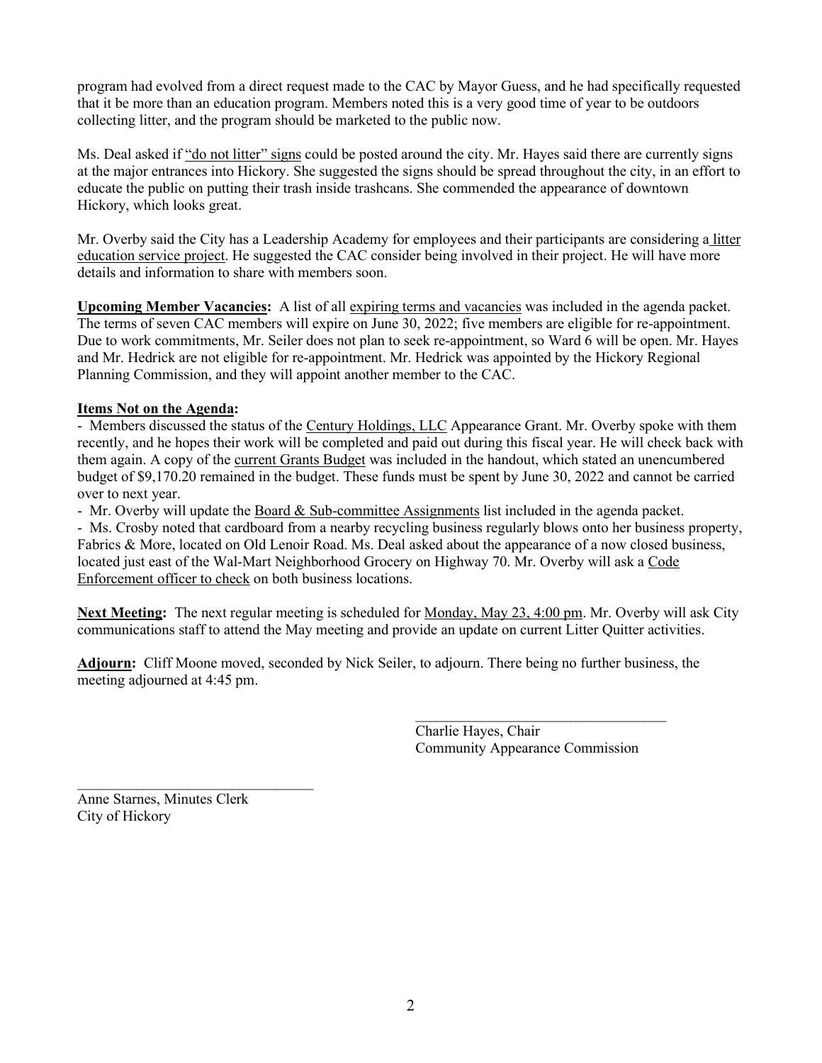program had evolved from a direct request made to the CAC by Mayor Guess, and he had specifically requested that it be more than an education program. Members noted this is a very good time of year to be outdoors collecting litter, and the program should be marketed to the public now.

Ms. Deal asked if "do not litter" signs could be posted around the city. Mr. Hayes said there are currently signs at the major entrances into Hickory. She suggested the signs should be spread throughout the city, in an effort to educate the public on putting their trash inside trashcans. She commended the appearance of downtown Hickory, which looks great.

Mr. Overby said the City has a Leadership Academy for employees and their participants are considering a litter education service project. He suggested the CAC consider being involved in their project. He will have more details and information to share with members soon.

**Upcoming Member Vacancies:** A list of all expiring terms and vacancies was included in the agenda packet. The terms of seven CAC members will expire on June 30, 2022; five members are eligible for re-appointment. Due to work commitments, Mr. Seiler does not plan to seek re-appointment, so Ward 6 will be open. Mr. Hayes and Mr. Hedrick are not eligible for re-appointment. Mr. Hedrick was appointed by the Hickory Regional Planning Commission, and they will appoint another member to the CAC.

**Items Not on the Agenda:**

- Members discussed the status of the Century Holdings, LLC Appearance Grant. Mr. Overby spoke with them recently, and he hopes their work will be completed and paid out during this fiscal year. He will check back with them again. A copy of the current Grants Budget was included in the handout, which stated an unencumbered budget of $9,170.20 remained in the budget. These funds must be spent by June 30, 2022 and cannot be carried over to next year.
- Mr. Overby will update the Board & Sub-committee Assignments list included in the agenda packet.
- Ms. Crosby noted that cardboard from a nearby recycling business regularly blows onto her business property, Fabrics & More, located on Old Lenoir Road. Ms. Deal asked about the appearance of a now closed business, located just east of the Wal-Mart Neighborhood Grocery on Highway 70. Mr. Overby will ask a Code Enforcement officer to check on both business locations.

**Next Meeting:** The next regular meeting is scheduled for Monday, May 23, 4:00 pm. Mr. Overby will ask City communications staff to attend the May meeting and provide an update on current Litter Quitter activities.

**Adjourn:** Cliff Moone moved, seconded by Nick Seiler, to adjourn. There being no further business, the meeting adjourned at 4:45 pm.

\_\_\_\_\_\_\_\_\_\_\_\_\_\_\_\_\_\_\_\_\_\_\_\_\_\_\_\_\_\_\_\_\_\_\_\_
Charlie Hayes, Chair
Community Appearance Commission

\_\_\_\_\_\_\_\_\_\_\_\_\_\_\_\_\_\_\_\_\_\_\_\_\_\_\_\_\_\_\_\_\_\_\_\_
Anne Starnes, Minutes Clerk
City of Hickory